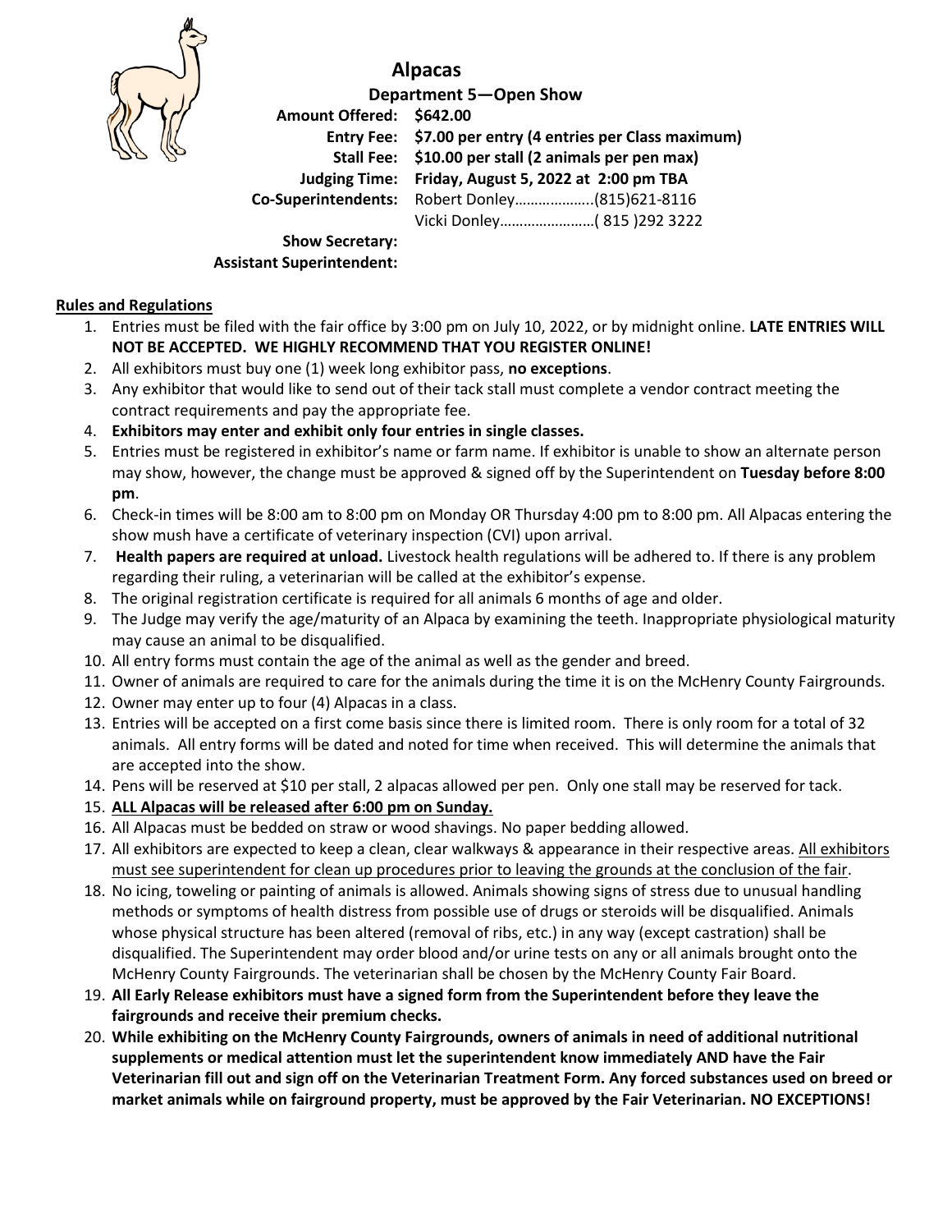# Alpacas

## Department 5—Open Show

**Amount Offered:** **$642.00**
**Entry Fee:** **$7.00 per entry (4 entries per Class maximum)**
**Stall Fee:** **$10.00 per stall (2 animals per pen max)**
**Judging Time:** **Friday, August 5, 2022 at 2:00 pm TBA**
**Co-Superintendents:** Robert Donley………………..(815)621-8116
Vicki Donley……………………( 815 )292 3222
**Show Secretary:**
**Assistant Superintendent:**

**Rules and Regulations**

1. Entries must be filed with the fair office by 3:00 pm on July 10, 2022, or by midnight online. **LATE ENTRIES WILL NOT BE ACCEPTED. WE HIGHLY RECOMMEND THAT YOU REGISTER ONLINE!**
2. All exhibitors must buy one (1) week long exhibitor pass, **no exceptions**.
3. Any exhibitor that would like to send out of their tack stall must complete a vendor contract meeting the contract requirements and pay the appropriate fee.
4. **Exhibitors may enter and exhibit only four entries in single classes.**
5. Entries must be registered in exhibitor's name or farm name. If exhibitor is unable to show an alternate person may show, however, the change must be approved & signed off by the Superintendent on **Tuesday before 8:00 pm**.
6. Check-in times will be 8:00 am to 8:00 pm on Monday OR Thursday 4:00 pm to 8:00 pm. All Alpacas entering the show mush have a certificate of veterinary inspection (CVI) upon arrival.
7. **Health papers are required at unload.** Livestock health regulations will be adhered to. If there is any problem regarding their ruling, a veterinarian will be called at the exhibitor's expense.
8. The original registration certificate is required for all animals 6 months of age and older.
9. The Judge may verify the age/maturity of an Alpaca by examining the teeth. Inappropriate physiological maturity may cause an animal to be disqualified.
10. All entry forms must contain the age of the animal as well as the gender and breed.
11. Owner of animals are required to care for the animals during the time it is on the McHenry County Fairgrounds.
12. Owner may enter up to four (4) Alpacas in a class.
13. Entries will be accepted on a first come basis since there is limited room. There is only room for a total of 32 animals. All entry forms will be dated and noted for time when received. This will determine the animals that are accepted into the show.
14. Pens will be reserved at $10 per stall, 2 alpacas allowed per pen. Only one stall may be reserved for tack.
15. **ALL Alpacas will be released after 6:00 pm on Sunday.**
16. All Alpacas must be bedded on straw or wood shavings. No paper bedding allowed.
17. All exhibitors are expected to keep a clean, clear walkways & appearance in their respective areas. All exhibitors must see superintendent for clean up procedures prior to leaving the grounds at the conclusion of the fair.
18. No icing, toweling or painting of animals is allowed. Animals showing signs of stress due to unusual handling methods or symptoms of health distress from possible use of drugs or steroids will be disqualified. Animals whose physical structure has been altered (removal of ribs, etc.) in any way (except castration) shall be disqualified. The Superintendent may order blood and/or urine tests on any or all animals brought onto the McHenry County Fairgrounds. The veterinarian shall be chosen by the McHenry County Fair Board.
19. **All Early Release exhibitors must have a signed form from the Superintendent before they leave the fairgrounds and receive their premium checks.**
20. **While exhibiting on the McHenry County Fairgrounds, owners of animals in need of additional nutritional supplements or medical attention must let the superintendent know immediately AND have the Fair Veterinarian fill out and sign off on the Veterinarian Treatment Form. Any forced substances used on breed or market animals while on fairground property, must be approved by the Fair Veterinarian. NO EXCEPTIONS!**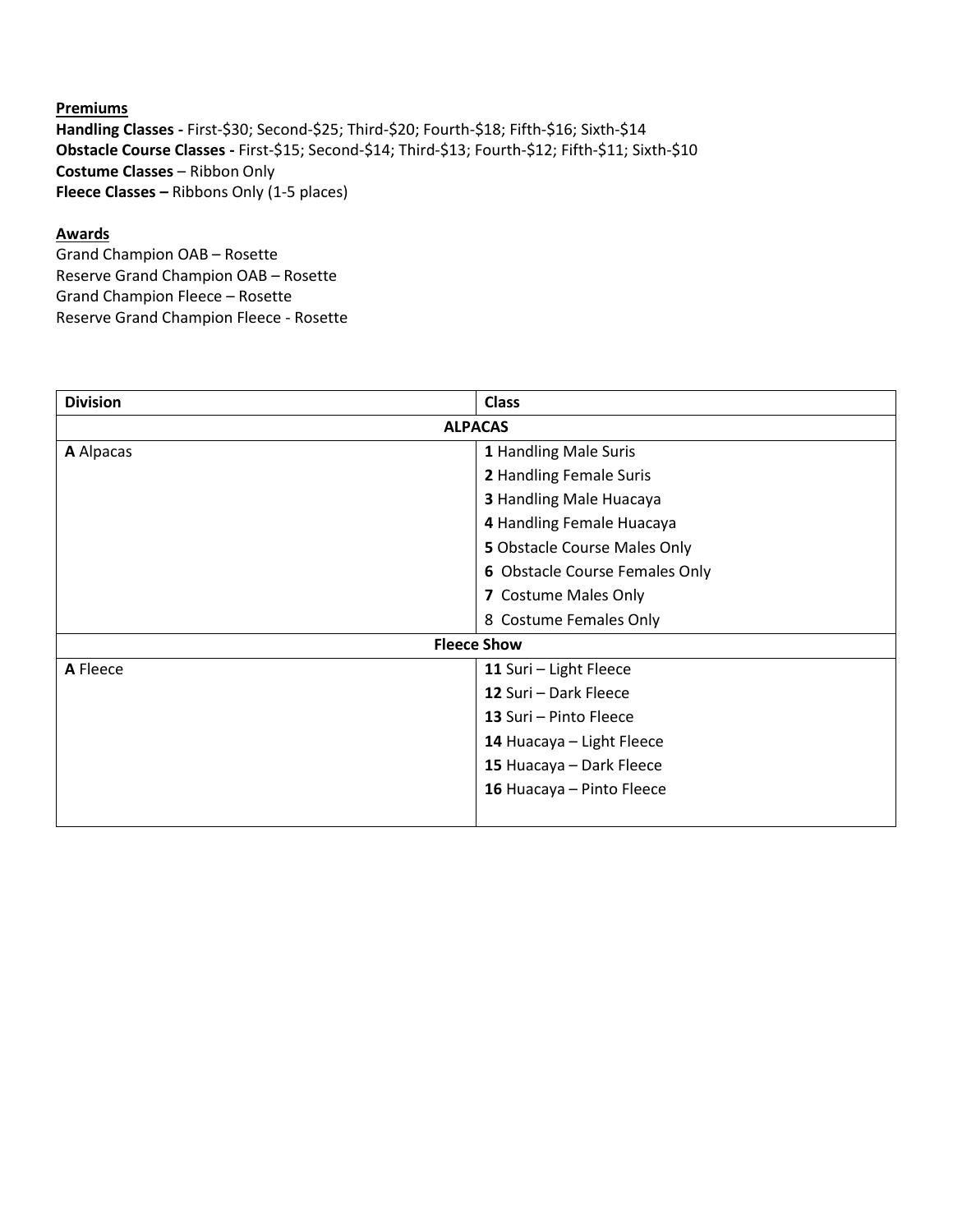**Premiums**

**Handling Classes -** First-$30; Second-$25; Third-$20; Fourth-$18; Fifth-$16; Sixth-$14
**Obstacle Course Classes -** First-$15; Second-$14; Third-$13; Fourth-$12; Fifth-$11; Sixth-$10
**Costume Classes** – Ribbon Only
**Fleece Classes –** Ribbons Only (1-5 places)

**Awards**

Grand Champion OAB – Rosette
Reserve Grand Champion OAB – Rosette
Grand Champion Fleece – Rosette
Reserve Grand Champion Fleece - Rosette

| **Division** | **Class** |
|---|---|
| **ALPACAS** | |
| **A** Alpacas | **1** Handling Male Suris |
| | **2** Handling Female Suris |
| | **3** Handling Male Huacaya |
| | **4** Handling Female Huacaya |
| | **5** Obstacle Course Males Only |
| | **6** Obstacle Course Females Only |
| | **7** Costume Males Only |
| | 8 Costume Females Only |
| **Fleece Show** | |
| **A** Fleece | **11** Suri – Light Fleece |
| | **12** Suri – Dark Fleece |
| | **13** Suri – Pinto Fleece |
| | **14** Huacaya – Light Fleece |
| | **15** Huacaya – Dark Fleece |
| | **16** Huacaya – Pinto Fleece |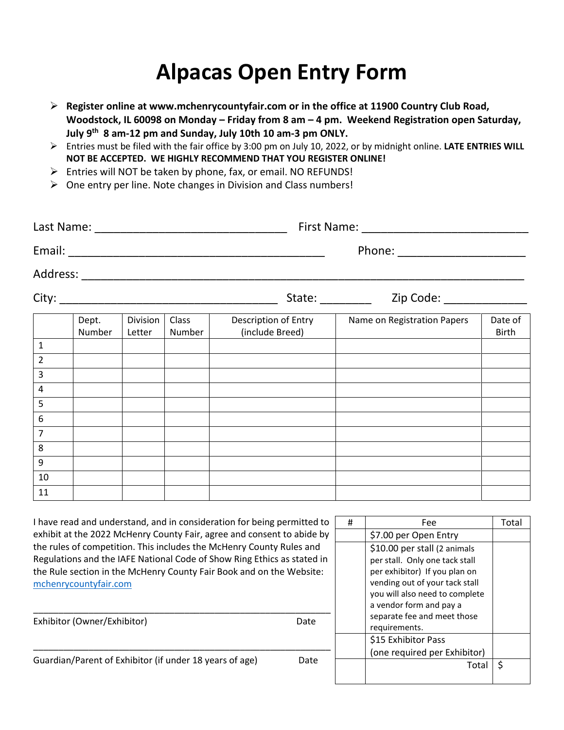# Alpacas Open Entry Form

- **Register online at www.mchenrycountyfair.com or in the office at 11900 Country Club Road, Woodstock, IL 60098 on Monday – Friday from 8 am – 4 pm. Weekend Registration open Saturday, July 9th 8 am-12 pm and Sunday, July 10th 10 am-3 pm ONLY.**
- Entries must be filed with the fair office by 3:00 pm on July 10, 2022, or by midnight online. **LATE ENTRIES WILL NOT BE ACCEPTED. WE HIGHLY RECOMMEND THAT YOU REGISTER ONLINE!**
- Entries will NOT be taken by phone, fax, or email. NO REFUNDS!
- One entry per line. Note changes in Division and Class numbers!

Last Name: ______________________________ First Name: __________________________

Email: ________________________________________ Phone: ____________________

Address: ______________________________________________________________________

City: __________________________________ State: ________ Zip Code: _____________

| | Dept. Number | Division Letter | Class Number | Description of Entry (include Breed) | Name on Registration Papers | Date of Birth |
|---|---|---|---|---|---|---|
| 1 | | | | | | |
| 2 | | | | | | |
| 3 | | | | | | |
| 4 | | | | | | |
| 5 | | | | | | |
| 6 | | | | | | |
| 7 | | | | | | |
| 8 | | | | | | |
| 9 | | | | | | |
| 10 | | | | | | |
| 11 | | | | | | |

I have read and understand, and in consideration for being permitted to exhibit at the 2022 McHenry County Fair, agree and consent to abide by the rules of competition. This includes the McHenry County Rules and Regulations and the IAFE National Code of Show Ring Ethics as stated in the Rule section in the McHenry County Fair Book and on the Website: mchenrycountyfair.com

_________________________________________________________

Exhibitor (Owner/Exhibitor) Date

_________________________________________________________

Guardian/Parent of Exhibitor (if under 18 years of age) Date

| # | Fee | Total |
|---|---|---|
| | $7.00 per Open Entry | |
| | $10.00 per stall (2 animals per stall. Only one tack stall per exhibitor) If you plan on vending out of your tack stall you will also need to complete a vendor form and pay a separate fee and meet those requirements. | |
| | $15 Exhibitor Pass (one required per Exhibitor) | |
| | Total | $ |